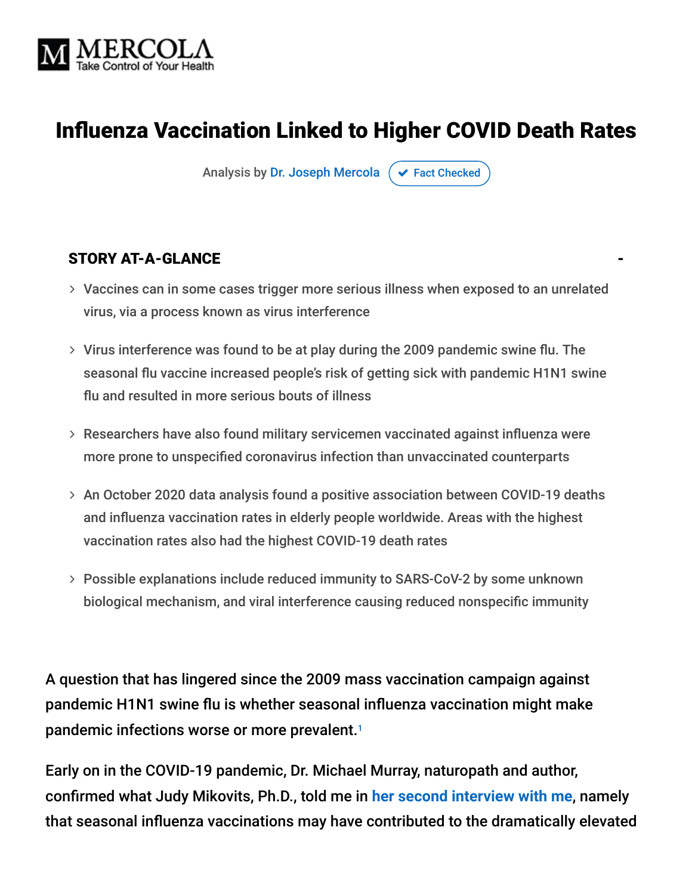MERCOLA
Take Control of Your Health

# Influenza Vaccination Linked to Higher COVID Death Rates

Analysis by Dr. Joseph Mercola ✔ Fact Checked

### STORY AT-A-GLANCE

- Vaccines can in some cases trigger more serious illness when exposed to an unrelated virus, via a process known as virus interference
- Virus interference was found to be at play during the 2009 pandemic swine flu. The seasonal flu vaccine increased people's risk of getting sick with pandemic H1N1 swine flu and resulted in more serious bouts of illness
- Researchers have also found military servicemen vaccinated against influenza were more prone to unspecified coronavirus infection than unvaccinated counterparts
- An October 2020 data analysis found a positive association between COVID-19 deaths and influenza vaccination rates in elderly people worldwide. Areas with the highest vaccination rates also had the highest COVID-19 death rates
- Possible explanations include reduced immunity to SARS-CoV-2 by some unknown biological mechanism, and viral interference causing reduced nonspecific immunity

A question that has lingered since the 2009 mass vaccination campaign against pandemic H1N1 swine flu is whether seasonal influenza vaccination might make pandemic infections worse or more prevalent.[1]

Early on in the COVID-19 pandemic, Dr. Michael Murray, naturopath and author, confirmed what Judy Mikovits, Ph.D., told me in her second interview with me, namely that seasonal influenza vaccinations may have contributed to the dramatically elevated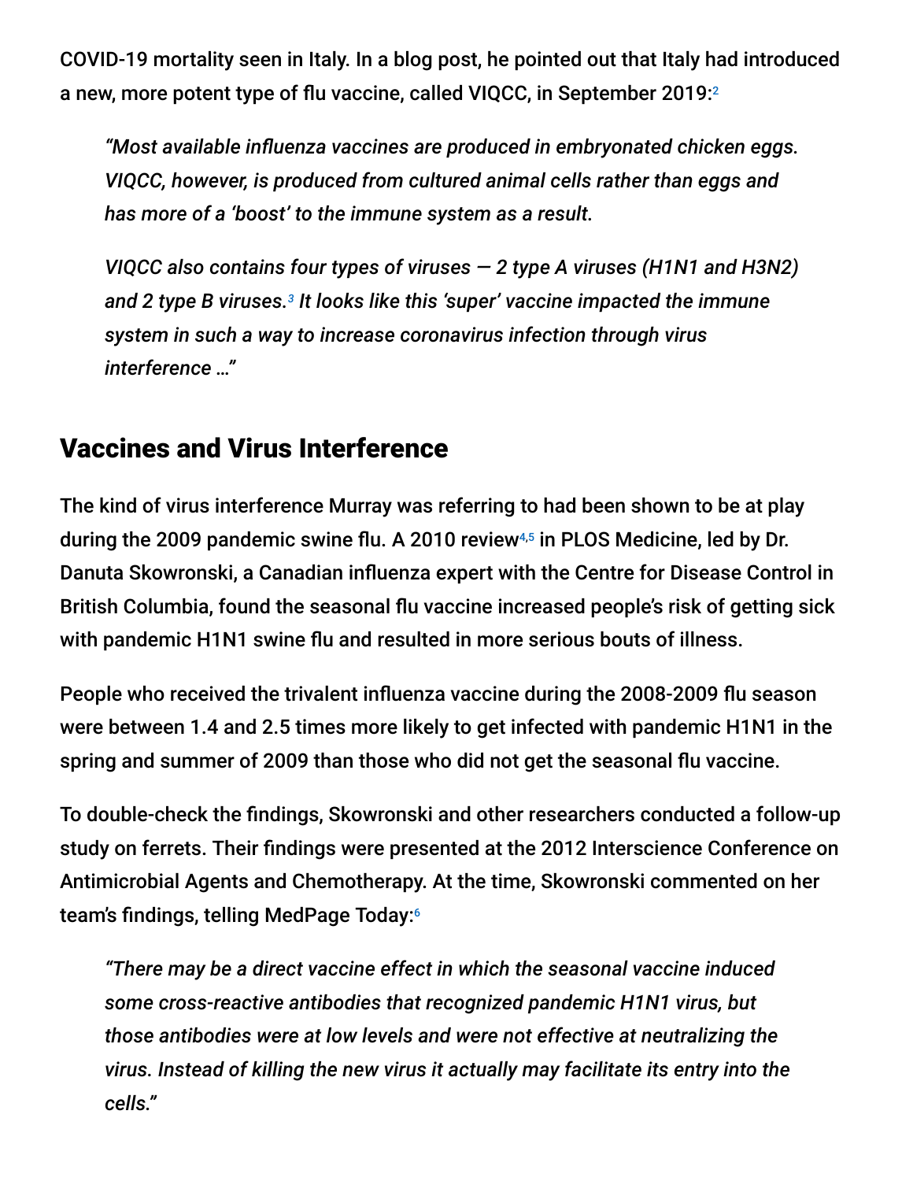COVID-19 mortality seen in Italy. In a blog post, he pointed out that Italy had introduced a new, more potent type of flu vaccine, called VIQCC, in September 2019:[2]

> *"Most available influenza vaccines are produced in embryonated chicken eggs. VIQCC, however, is produced from cultured animal cells rather than eggs and has more of a 'boost' to the immune system as a result.*
>
> *VIQCC also contains four types of viruses — 2 type A viruses (H1N1 and H3N2) and 2 type B viruses.[3] It looks like this 'super' vaccine impacted the immune system in such a way to increase coronavirus infection through virus interference …"*

## Vaccines and Virus Interference

The kind of virus interference Murray was referring to had been shown to be at play during the 2009 pandemic swine flu. A 2010 review[4,5] in PLOS Medicine, led by Dr. Danuta Skowronski, a Canadian influenza expert with the Centre for Disease Control in British Columbia, found the seasonal flu vaccine increased people's risk of getting sick with pandemic H1N1 swine flu and resulted in more serious bouts of illness.

People who received the trivalent influenza vaccine during the 2008-2009 flu season were between 1.4 and 2.5 times more likely to get infected with pandemic H1N1 in the spring and summer of 2009 than those who did not get the seasonal flu vaccine.

To double-check the findings, Skowronski and other researchers conducted a follow-up study on ferrets. Their findings were presented at the 2012 Interscience Conference on Antimicrobial Agents and Chemotherapy. At the time, Skowronski commented on her team's findings, telling MedPage Today:[6]

> *"There may be a direct vaccine effect in which the seasonal vaccine induced some cross-reactive antibodies that recognized pandemic H1N1 virus, but those antibodies were at low levels and were not effective at neutralizing the virus. Instead of killing the new virus it actually may facilitate its entry into the cells."*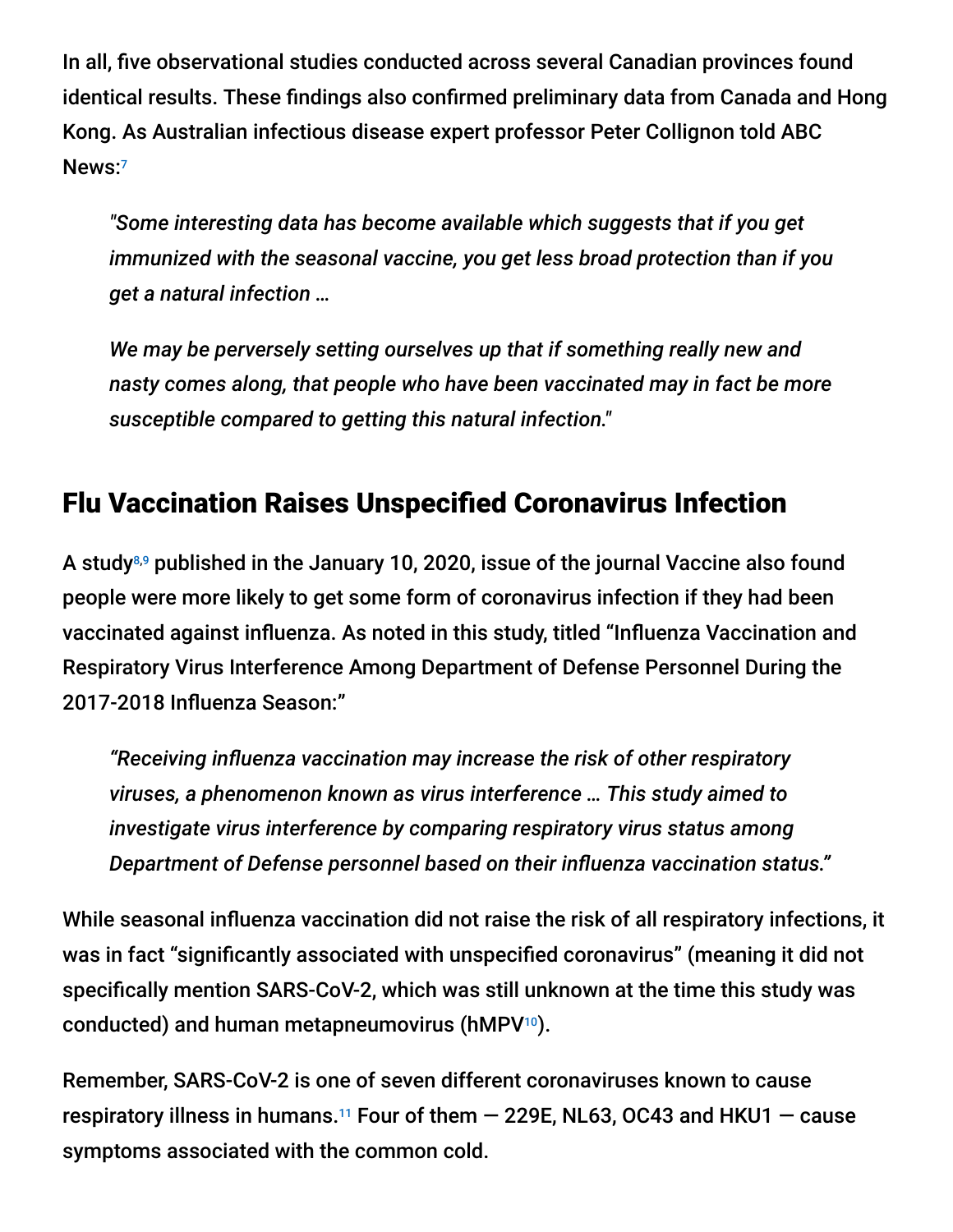In all, five observational studies conducted across several Canadian provinces found identical results. These findings also confirmed preliminary data from Canada and Hong Kong. As Australian infectious disease expert professor Peter Collignon told ABC News:[7]

> *"Some interesting data has become available which suggests that if you get immunized with the seasonal vaccine, you get less broad protection than if you get a natural infection …*
>
> *We may be perversely setting ourselves up that if something really new and nasty comes along, that people who have been vaccinated may in fact be more susceptible compared to getting this natural infection."*

## Flu Vaccination Raises Unspecified Coronavirus Infection

A study[8,9] published in the January 10, 2020, issue of the journal Vaccine also found people were more likely to get some form of coronavirus infection if they had been vaccinated against influenza. As noted in this study, titled "Influenza Vaccination and Respiratory Virus Interference Among Department of Defense Personnel During the 2017-2018 Influenza Season:"

> *"Receiving influenza vaccination may increase the risk of other respiratory viruses, a phenomenon known as virus interference … This study aimed to investigate virus interference by comparing respiratory virus status among Department of Defense personnel based on their influenza vaccination status."*

While seasonal influenza vaccination did not raise the risk of all respiratory infections, it was in fact "significantly associated with unspecified coronavirus" (meaning it did not specifically mention SARS-CoV-2, which was still unknown at the time this study was conducted) and human metapneumovirus (hMPV[10]).

Remember, SARS-CoV-2 is one of seven different coronaviruses known to cause respiratory illness in humans.[11] Four of them — 229E, NL63, OC43 and HKU1 — cause symptoms associated with the common cold.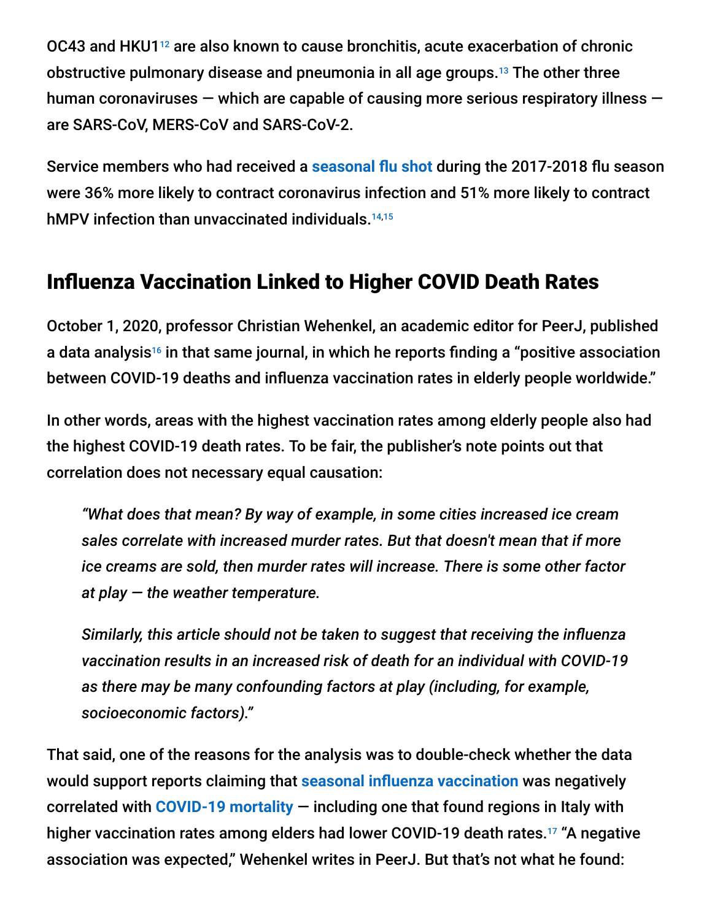OC43 and HKU1[12] are also known to cause bronchitis, acute exacerbation of chronic obstructive pulmonary disease and pneumonia in all age groups.[13] The other three human coronaviruses — which are capable of causing more serious respiratory illness — are SARS-CoV, MERS-CoV and SARS-CoV-2.

Service members who had received a **seasonal flu shot** during the 2017-2018 flu season were 36% more likely to contract coronavirus infection and 51% more likely to contract hMPV infection than unvaccinated individuals.[14,15]

## Influenza Vaccination Linked to Higher COVID Death Rates

October 1, 2020, professor Christian Wehenkel, an academic editor for PeerJ, published a data analysis[16] in that same journal, in which he reports finding a "positive association between COVID-19 deaths and influenza vaccination rates in elderly people worldwide."

In other words, areas with the highest vaccination rates among elderly people also had the highest COVID-19 death rates. To be fair, the publisher's note points out that correlation does not necessary equal causation:

> *"What does that mean? By way of example, in some cities increased ice cream sales correlate with increased murder rates. But that doesn't mean that if more ice creams are sold, then murder rates will increase. There is some other factor at play — the weather temperature.*
>
> *Similarly, this article should not be taken to suggest that receiving the influenza vaccination results in an increased risk of death for an individual with COVID-19 as there may be many confounding factors at play (including, for example, socioeconomic factors)."*

That said, one of the reasons for the analysis was to double-check whether the data would support reports claiming that **seasonal influenza vaccination** was negatively correlated with **COVID-19 mortality** — including one that found regions in Italy with higher vaccination rates among elders had lower COVID-19 death rates.[17] "A negative association was expected," Wehenkel writes in PeerJ. But that's not what he found: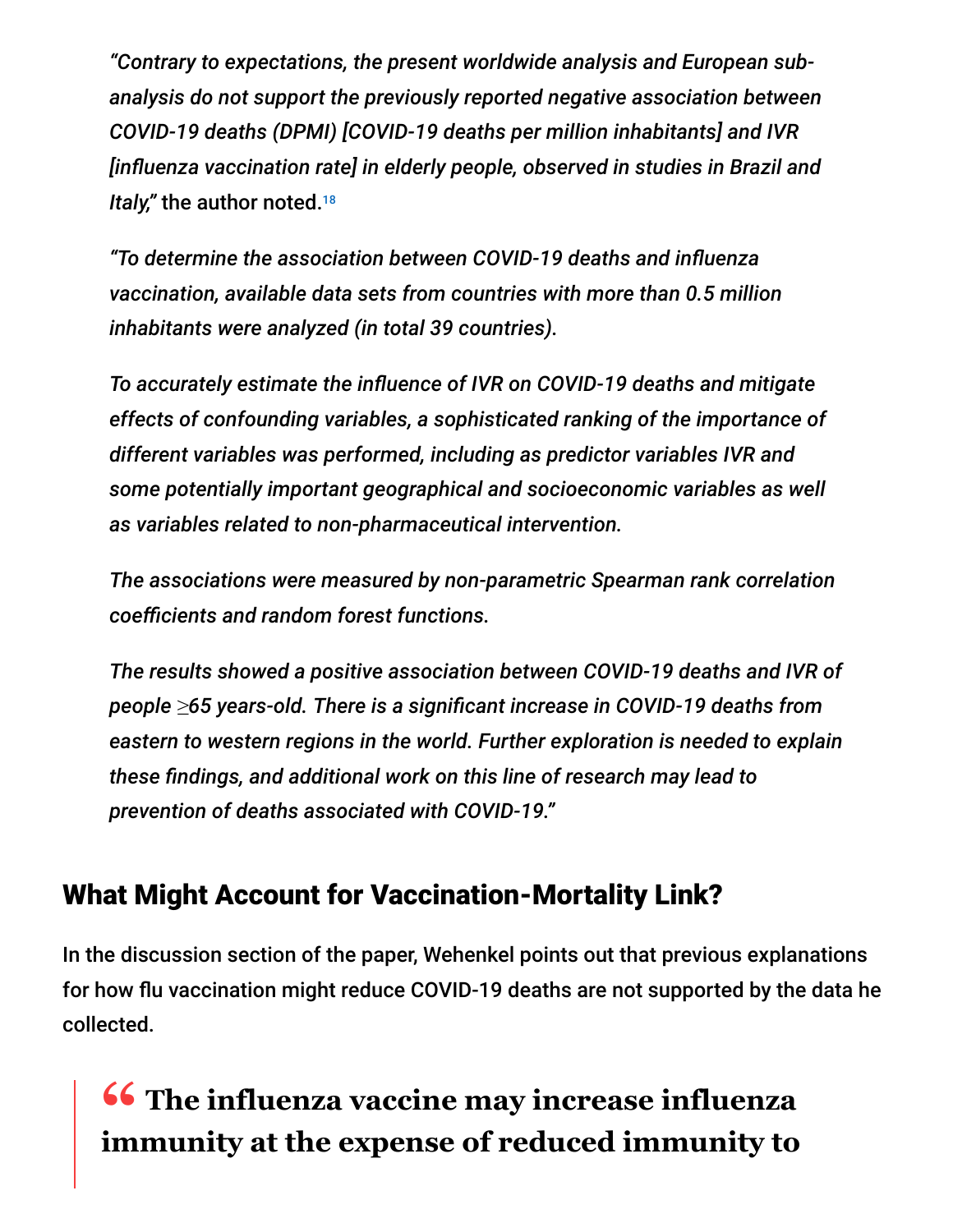*"Contrary to expectations, the present worldwide analysis and European sub-analysis do not support the previously reported negative association between COVID-19 deaths (DPMI) [COVID-19 deaths per million inhabitants] and IVR [influenza vaccination rate] in elderly people, observed in studies in Brazil and Italy,"* the author noted.[18]

*"To determine the association between COVID-19 deaths and influenza vaccination, available data sets from countries with more than 0.5 million inhabitants were analyzed (in total 39 countries).*

*To accurately estimate the influence of IVR on COVID-19 deaths and mitigate effects of confounding variables, a sophisticated ranking of the importance of different variables was performed, including as predictor variables IVR and some potentially important geographical and socioeconomic variables as well as variables related to non-pharmaceutical intervention.*

*The associations were measured by non-parametric Spearman rank correlation coefficients and random forest functions.*

*The results showed a positive association between COVID-19 deaths and IVR of people ≥65 years-old. There is a significant increase in COVID-19 deaths from eastern to western regions in the world. Further exploration is needed to explain these findings, and additional work on this line of research may lead to prevention of deaths associated with COVID-19."*

## What Might Account for Vaccination-Mortality Link?

In the discussion section of the paper, Wehenkel points out that previous explanations for how flu vaccination might reduce COVID-19 deaths are not supported by the data he collected.

> **“ The influenza vaccine may increase influenza immunity at the expense of reduced immunity to**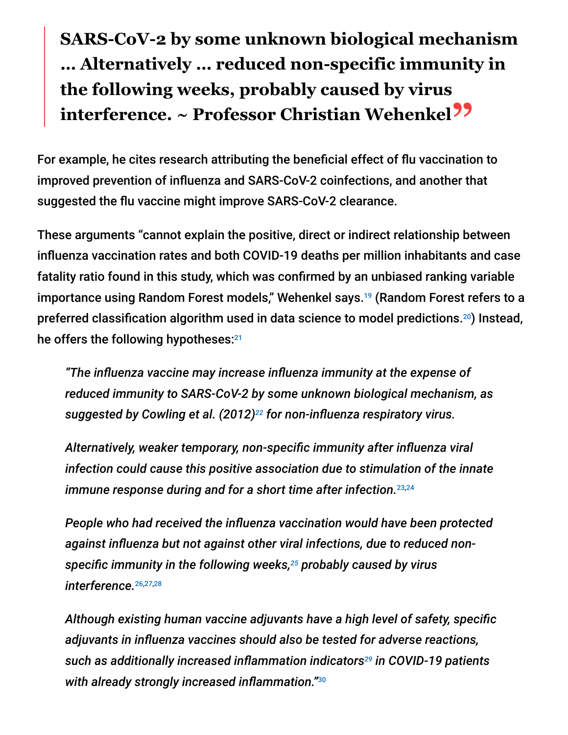> **SARS-CoV-2 by some unknown biological mechanism … Alternatively … reduced non-specific immunity in the following weeks, probably caused by virus interference. ~ Professor Christian Wehenkel**

For example, he cites research attributing the beneficial effect of flu vaccination to improved prevention of influenza and SARS-CoV-2 coinfections, and another that suggested the flu vaccine might improve SARS-CoV-2 clearance.

These arguments "cannot explain the positive, direct or indirect relationship between influenza vaccination rates and both COVID-19 deaths per million inhabitants and case fatality ratio found in this study, which was confirmed by an unbiased ranking variable importance using Random Forest models," Wehenkel says.[19] (Random Forest refers to a preferred classification algorithm used in data science to model predictions.[20]) Instead, he offers the following hypotheses:[21]

> *"The influenza vaccine may increase influenza immunity at the expense of reduced immunity to SARS-CoV-2 by some unknown biological mechanism, as suggested by Cowling et al. (2012)[22] for non-influenza respiratory virus.*
>
> *Alternatively, weaker temporary, non-specific immunity after influenza viral infection could cause this positive association due to stimulation of the innate immune response during and for a short time after infection.*[23,24]
>
> *People who had received the influenza vaccination would have been protected against influenza but not against other viral infections, due to reduced non-specific immunity in the following weeks,[25] probably caused by virus interference.*[26,27,28]
>
> *Although existing human vaccine adjuvants have a high level of safety, specific adjuvants in influenza vaccines should also be tested for adverse reactions, such as additionally increased inflammation indicators[29] in COVID-19 patients with already strongly increased inflammation."*[30]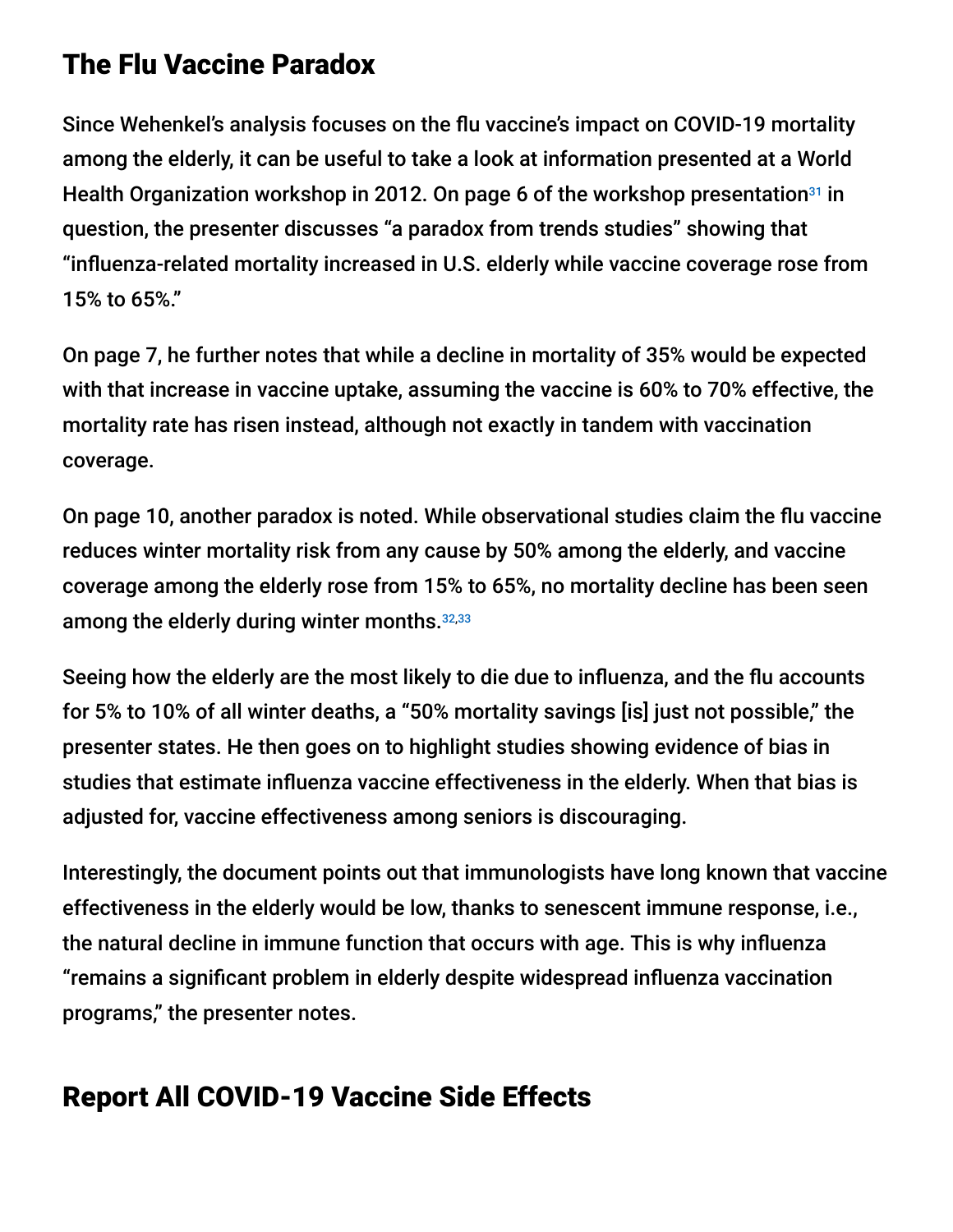## The Flu Vaccine Paradox

Since Wehenkel's analysis focuses on the flu vaccine's impact on COVID-19 mortality among the elderly, it can be useful to take a look at information presented at a World Health Organization workshop in 2012. On page 6 of the workshop presentation[31] in question, the presenter discusses "a paradox from trends studies" showing that "influenza-related mortality increased in U.S. elderly while vaccine coverage rose from 15% to 65%."

On page 7, he further notes that while a decline in mortality of 35% would be expected with that increase in vaccine uptake, assuming the vaccine is 60% to 70% effective, the mortality rate has risen instead, although not exactly in tandem with vaccination coverage.

On page 10, another paradox is noted. While observational studies claim the flu vaccine reduces winter mortality risk from any cause by 50% among the elderly, and vaccine coverage among the elderly rose from 15% to 65%, no mortality decline has been seen among the elderly during winter months.[32,33]

Seeing how the elderly are the most likely to die due to influenza, and the flu accounts for 5% to 10% of all winter deaths, a "50% mortality savings [is] just not possible," the presenter states. He then goes on to highlight studies showing evidence of bias in studies that estimate influenza vaccine effectiveness in the elderly. When that bias is adjusted for, vaccine effectiveness among seniors is discouraging.

Interestingly, the document points out that immunologists have long known that vaccine effectiveness in the elderly would be low, thanks to senescent immune response, i.e., the natural decline in immune function that occurs with age. This is why influenza "remains a significant problem in elderly despite widespread influenza vaccination programs," the presenter notes.

## Report All COVID-19 Vaccine Side Effects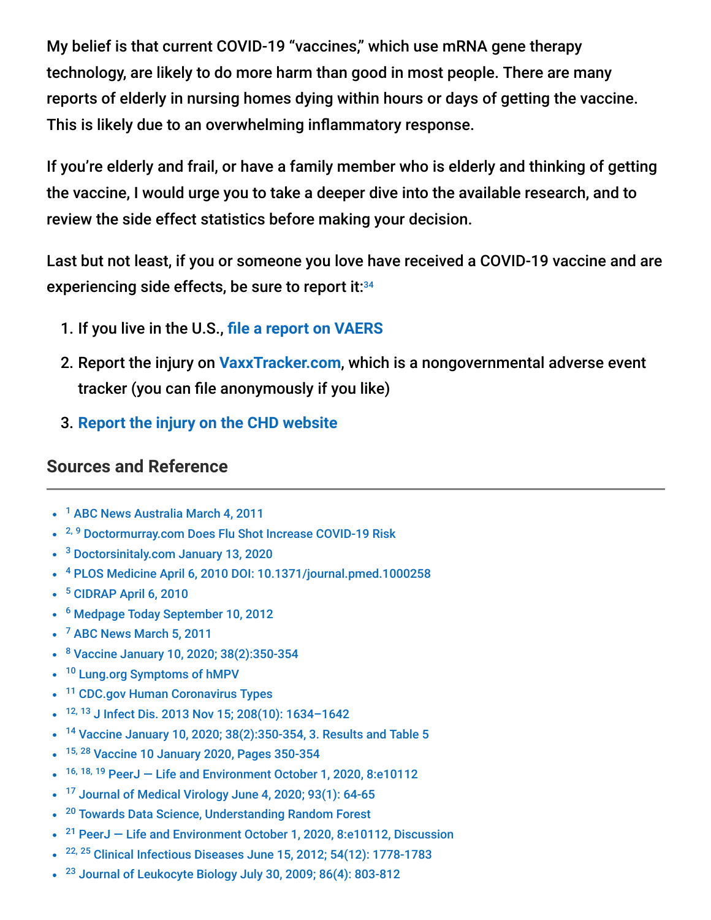My belief is that current COVID-19 “vaccines,” which use mRNA gene therapy technology, are likely to do more harm than good in most people. There are many reports of elderly in nursing homes dying within hours or days of getting the vaccine. This is likely due to an overwhelming inflammatory response.

If you’re elderly and frail, or have a family member who is elderly and thinking of getting the vaccine, I would urge you to take a deeper dive into the available research, and to review the side effect statistics before making your decision.

Last but not least, if you or someone you love have received a COVID-19 vaccine and are experiencing side effects, be sure to report it:[34]

1. If you live in the U.S., **file a report on VAERS**
2. Report the injury on **VaxxTracker.com**, which is a nongovernmental adverse event tracker (you can file anonymously if you like)
3. **Report the injury on the CHD website**

## Sources and Reference

- [1] ABC News Australia March 4, 2011
- [2, 9] Doctormurray.com Does Flu Shot Increase COVID-19 Risk
- [3] Doctorsinitaly.com January 13, 2020
- [4] PLOS Medicine April 6, 2010 DOI: 10.1371/journal.pmed.1000258
- [5] CIDRAP April 6, 2010
- [6] Medpage Today September 10, 2012
- [7] ABC News March 5, 2011
- [8] Vaccine January 10, 2020; 38(2):350-354
- [10] Lung.org Symptoms of hMPV
- [11] CDC.gov Human Coronavirus Types
- [12, 13] J Infect Dis. 2013 Nov 15; 208(10): 1634–1642
- [14] Vaccine January 10, 2020; 38(2):350-354, 3. Results and Table 5
- [15, 28] Vaccine 10 January 2020, Pages 350-354
- [16, 18, 19] PeerJ — Life and Environment October 1, 2020, 8:e10112
- [17] Journal of Medical Virology June 4, 2020; 93(1): 64-65
- [20] Towards Data Science, Understanding Random Forest
- [21] PeerJ — Life and Environment October 1, 2020, 8:e10112, Discussion
- [22, 25] Clinical Infectious Diseases June 15, 2012; 54(12): 1778-1783
- [23] Journal of Leukocyte Biology July 30, 2009; 86(4): 803-812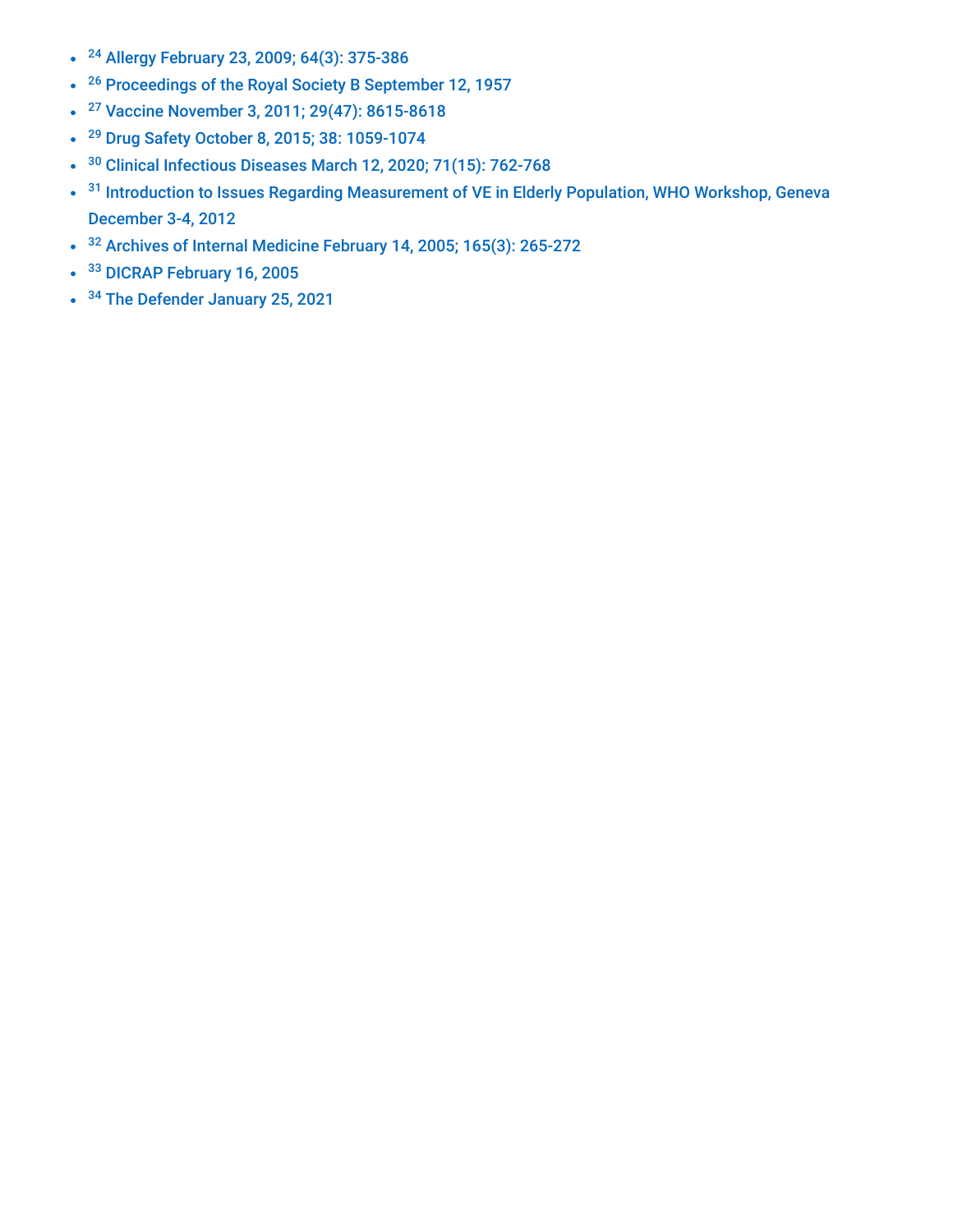- [24] Allergy February 23, 2009; 64(3): 375-386
- [26] Proceedings of the Royal Society B September 12, 1957
- [27] Vaccine November 3, 2011; 29(47): 8615-8618
- [29] Drug Safety October 8, 2015; 38: 1059-1074
- [30] Clinical Infectious Diseases March 12, 2020; 71(15): 762-768
- [31] Introduction to Issues Regarding Measurement of VE in Elderly Population, WHO Workshop, Geneva December 3-4, 2012
- [32] Archives of Internal Medicine February 14, 2005; 165(3): 265-272
- [33] DICRAP February 16, 2005
- [34] The Defender January 25, 2021